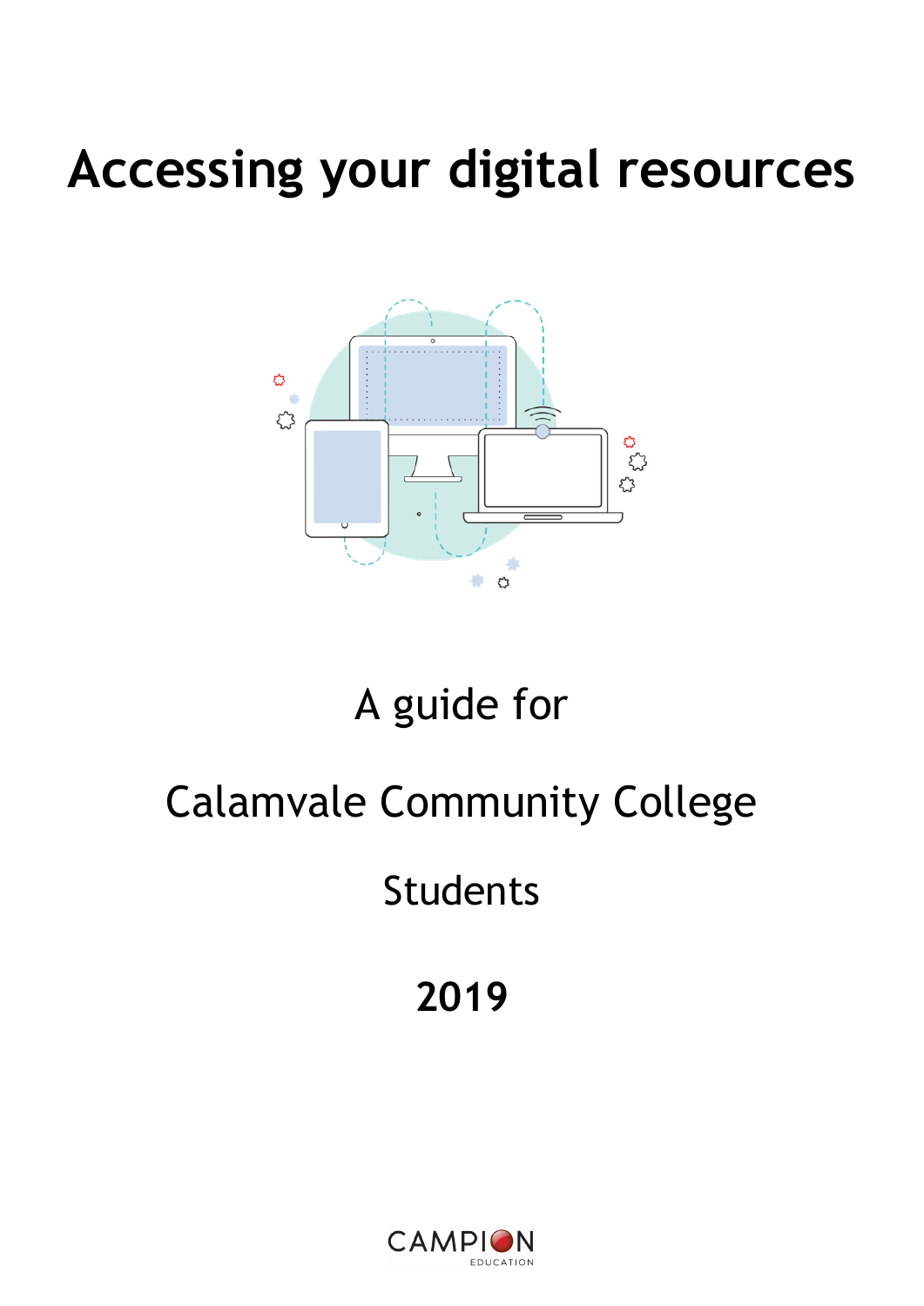# Accessing your digital resources

A guide for

Calamvale Community College

Students

**2019**

CAMPION
EDUCATION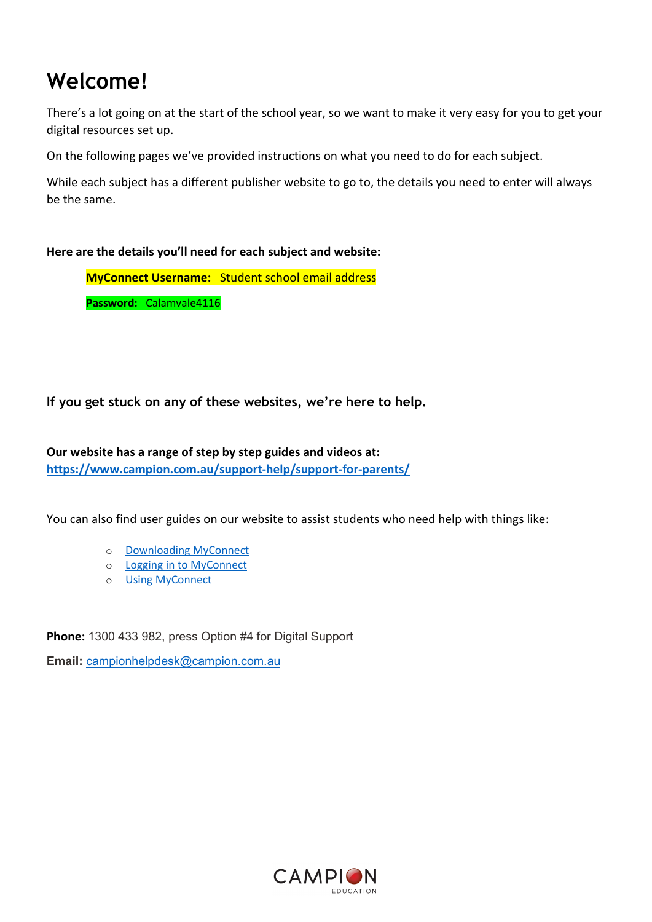# Welcome!

There's a lot going on at the start of the school year, so we want to make it very easy for you to get your digital resources set up.

On the following pages we've provided instructions on what you need to do for each subject.

While each subject has a different publisher website to go to, the details you need to enter will always be the same.

**Here are the details you'll need for each subject and website:**

**MyConnect Username:** Student school email address

**Password:** Calamvale4116

### If you get stuck on any of these websites, we're here to help.

**Our website has a range of step by step guides and videos at:**
**https://www.campion.com.au/support-help/support-for-parents/**

You can also find user guides on our website to assist students who need help with things like:

- Downloading MyConnect
- Logging in to MyConnect
- Using MyConnect

**Phone:** 1300 433 982, press Option #4 for Digital Support

**Email:** campionhelpdesk@campion.com.au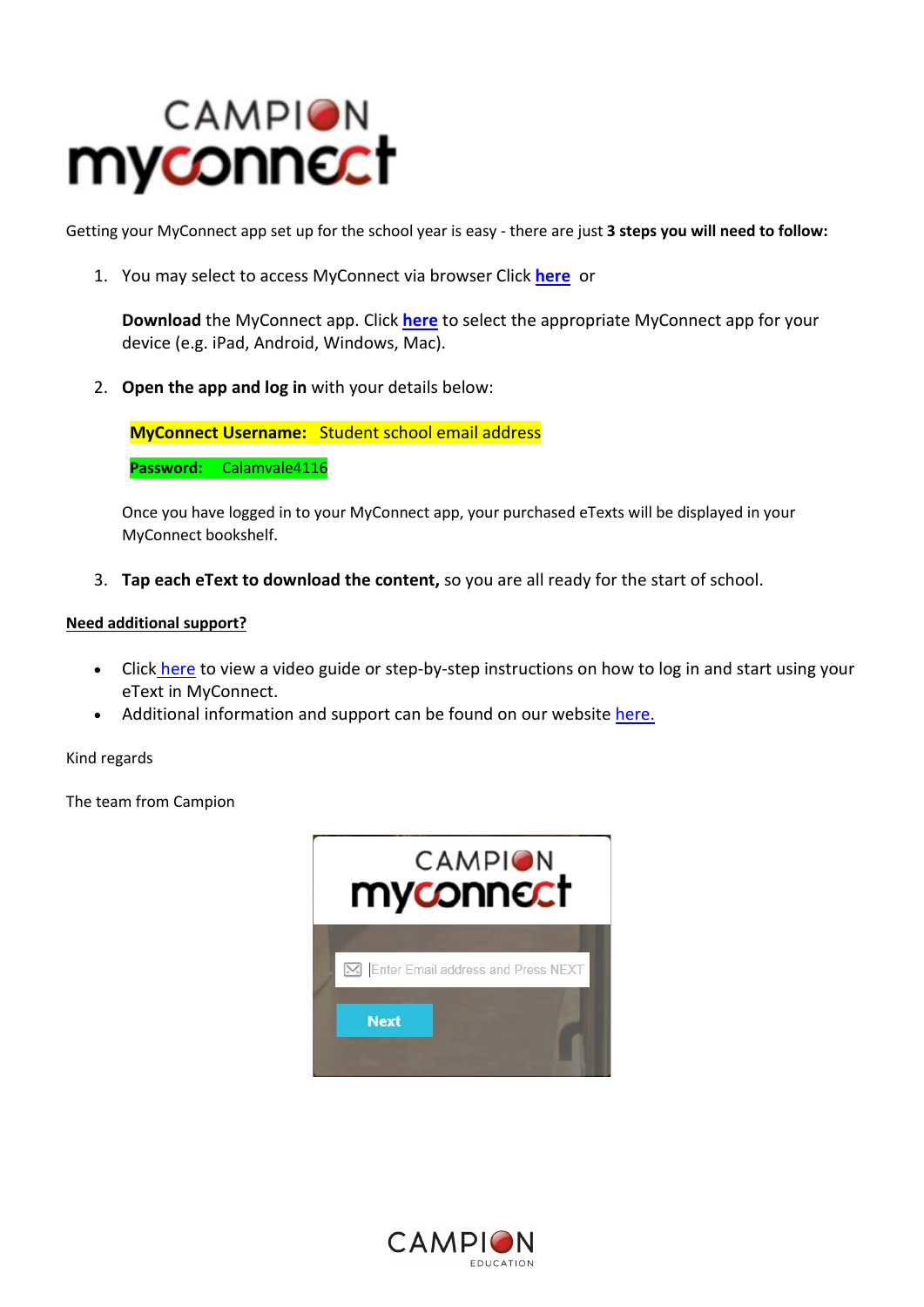CAMPION
myconnect

Getting your MyConnect app set up for the school year is easy - there are just **3 steps you will need to follow:**

1. You may select to access MyConnect via browser Click **here** or

   **Download** the MyConnect app. Click **here** to select the appropriate MyConnect app for your device (e.g. iPad, Android, Windows, Mac).

2. **Open the app and log in** with your details below:

   **MyConnect Username:** Student school email address

   **Password:** Calamvale4116

   Once you have logged in to your MyConnect app, your purchased eTexts will be displayed in your MyConnect bookshelf.

3. **Tap each eText to download the content,** so you are all ready for the start of school.

**Need additional support?**

- Click here to view a video guide or step-by-step instructions on how to log in and start using your eText in MyConnect.
- Additional information and support can be found on our website here.

Kind regards

The team from Campion

CAMPION
myconnect

Enter Email address and Press NEXT

Next

CAMPION
EDUCATION